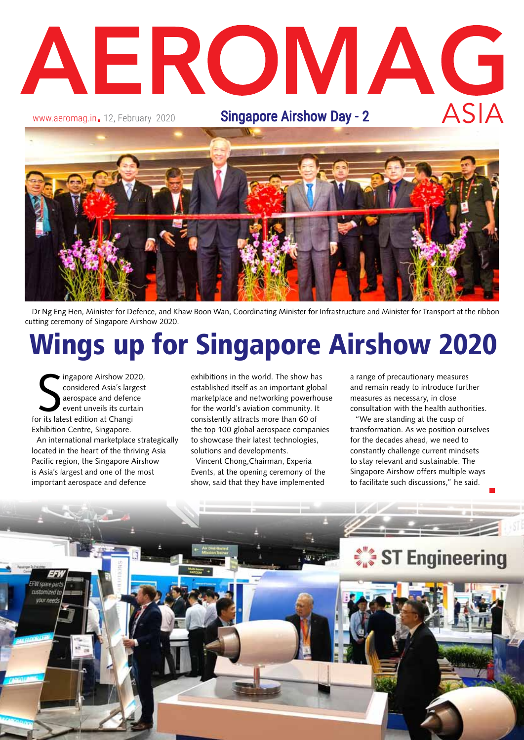# AEROMAG ASIA

www.aeromag.in 12, February 2020

**Singapore Airshow Day - 2**

Dr Ng Eng Hen, Minister for Defence, and Khaw Boon Wan, Coordinating Minister for Infrastructure and Minister for Transport at the ribbon cutting ceremony of Singapore Airshow 2020.

# Wings up for Singapore Airshow 2020

Singapore Airshow 2020, considered Asia's largest aerospace and defence event unveils its curtain for its latest edition at Changi Exhibition Centre, Singapore.

An international marketplace strategically located in the heart of the thriving Asia Pacific region, the Singapore Airshow is Asia's largest and one of the most important aerospace and defence exhibitions in the world. The show has established itself as an important global marketplace and networking powerhouse for the world's aviation community. It consistently attracts more than 60 of the top 100 global aerospace companies to showcase their latest technologies, solutions and developments.

Vincent Chong,Chairman, Experia Events, at the opening ceremony of the show, said that they have implemented a range of precautionary measures and remain ready to introduce further measures as necessary, in close consultation with the health authorities.

"We are standing at the cusp of transformation. As we position ourselves for the decades ahead, we need to constantly challenge current mindsets to stay relevant and sustainable. The Singapore Airshow offers multiple ways to facilitate such discussions," he said.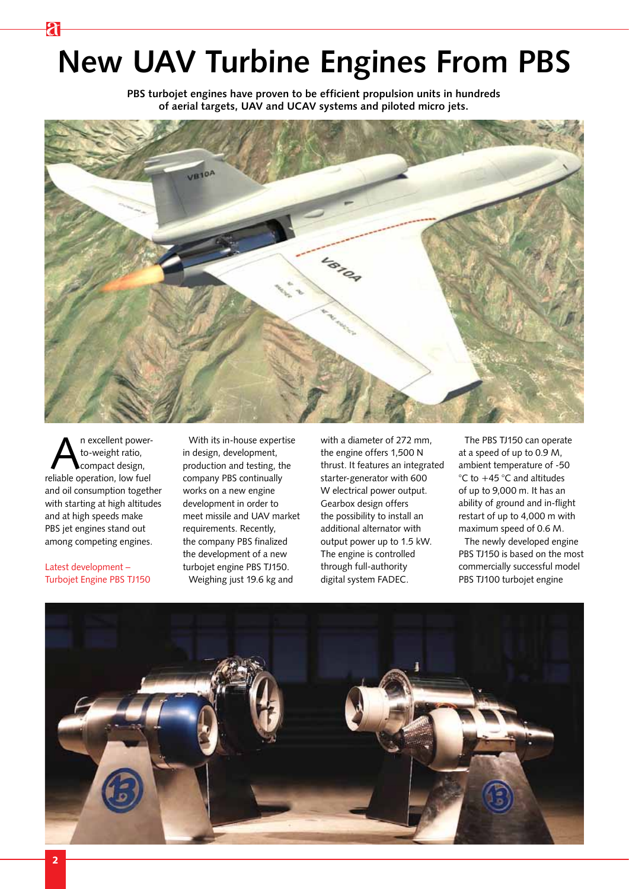# New UAV Turbine Engines From PBS

**PBS turbojet engines have proven to be efficient propulsion units in hundreds of aerial targets, UAV and UCAV systems and piloted micro jets.**

An excellent power-to-weight ratio, compact design, reliable operation, low fuel and oil consumption together with starting at high altitudes and at high speeds make PBS jet engines stand out among competing engines.

## Latest development – Turbojet Engine PBS TJ150

With its in-house expertise in design, development, production and testing, the company PBS continually works on a new engine development in order to meet missile and UAV market requirements. Recently, the company PBS finalized the development of a new turbojet engine PBS TJ150.

Weighing just 19.6 kg and with a diameter of 272 mm, the engine offers 1,500 N thrust. It features an integrated starter-generator with 600 W electrical power output. Gearbox design offers the possibility to install an additional alternator with output power up to 1.5 kW. The engine is controlled through full-authority digital system FADEC.

The PBS TJ150 can operate at a speed of up to 0.9 M, ambient temperature of -50 °C to +45 °C and altitudes of up to 9,000 m. It has an ability of ground and in-flight restart of up to 4,000 m with maximum speed of 0.6 M.

The newly developed engine PBS TJ150 is based on the most commercially successful model PBS TJ100 turbojet engine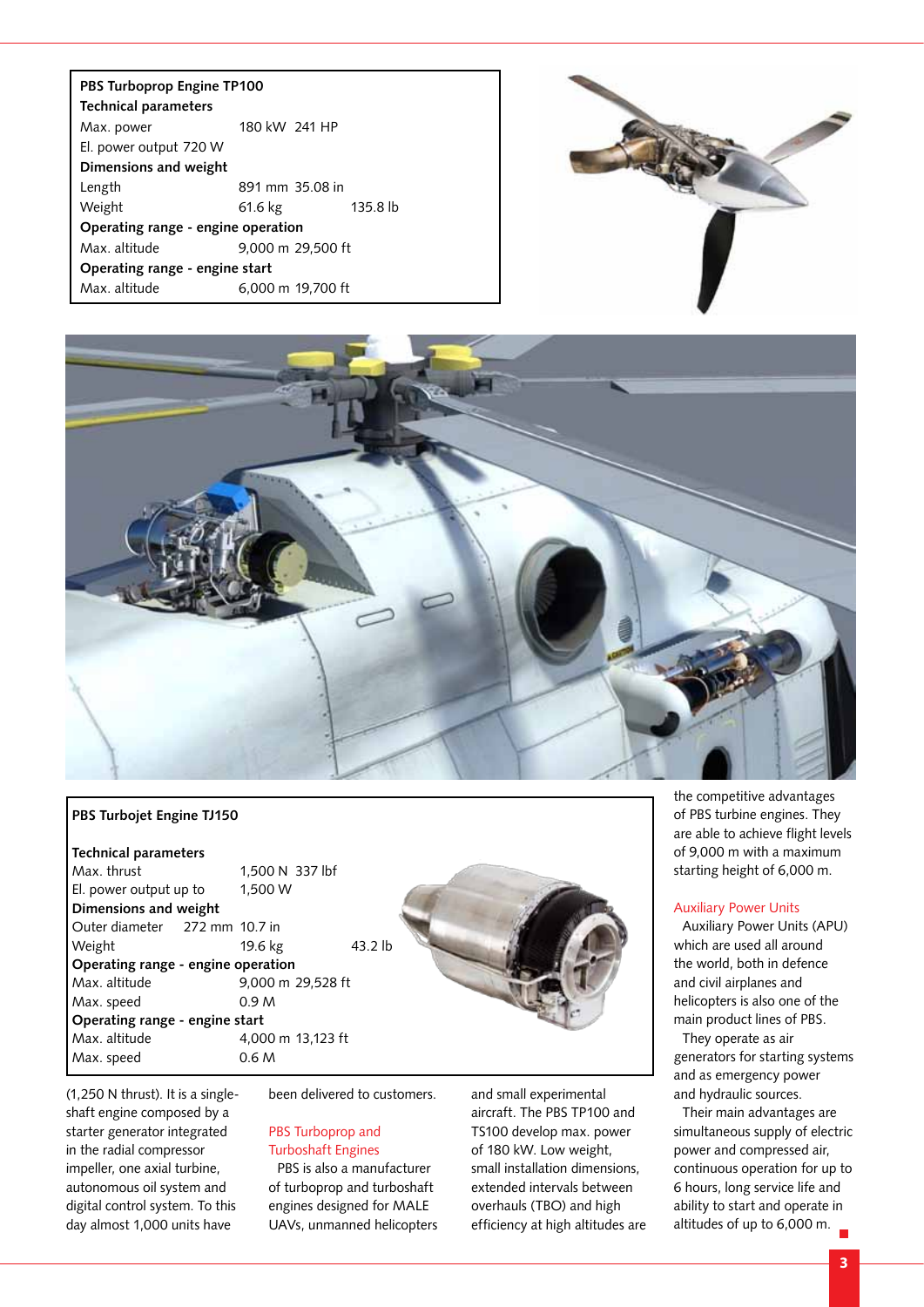| PBS Turboprop Engine TP100 | | |
|---|---|---|
| **Technical parameters** | | |
| Max. power | 180 kW 241 HP | |
| El. power output 720 W | | |
| **Dimensions and weight** | | |
| Length | 891 mm 35.08 in | |
| Weight | 61.6 kg | 135.8 lb |
| **Operating range - engine operation** | | |
| Max. altitude | 9,000 m 29,500 ft | |
| **Operating range - engine start** | | |
| Max. altitude | 6,000 m 19,700 ft | |

| PBS Turbojet Engine TJ150 | | |
|---|---|---|
| **Technical parameters** | | |
| Max. thrust | 1,500 N 337 lbf | |
| El. power output up to | 1,500 W | |
| **Dimensions and weight** | | |
| Outer diameter | 272 mm 10.7 in | |
| Weight | 19.6 kg | 43.2 lb |
| **Operating range - engine operation** | | |
| Max. altitude | 9,000 m 29,528 ft | |
| Max. speed | 0.9 M | |
| **Operating range - engine start** | | |
| Max. altitude | 4,000 m 13,123 ft | |
| Max. speed | 0.6 M | |

(1,250 N thrust). It is a single-shaft engine composed by a starter generator integrated in the radial compressor impeller, one axial turbine, autonomous oil system and digital control system. To this day almost 1,000 units have been delivered to customers.

## PBS Turboprop and Turboshaft Engines

PBS is also a manufacturer of turboprop and turboshaft engines designed for MALE UAVs, unmanned helicopters and small experimental aircraft. The PBS TP100 and TS100 develop max. power of 180 kW. Low weight, small installation dimensions, extended intervals between overhauls (TBO) and high efficiency at high altitudes are the competitive advantages of PBS turbine engines. They are able to achieve flight levels of 9,000 m with a maximum starting height of 6,000 m.

## Auxiliary Power Units

Auxiliary Power Units (APU) which are used all around the world, both in defence and civil airplanes and helicopters is also one of the main product lines of PBS.

They operate as air generators for starting systems and as emergency power and hydraulic sources.

Their main advantages are simultaneous supply of electric power and compressed air, continuous operation for up to 6 hours, long service life and ability to start and operate in altitudes of up to 6,000 m.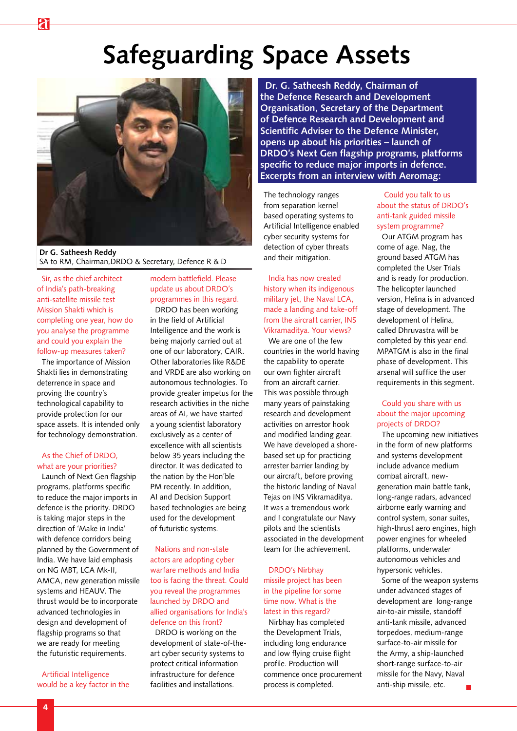# Safeguarding Space Assets

**Dr G. Satheesh Reddy**
SA to RM, Chairman,DRDO & Secretary, Defence R & D

**Dr. G. Satheesh Reddy, Chairman of the Defence Research and Development Organisation, Secretary of the Department of Defence Research and Development and Scientific Adviser to the Defence Minister, opens up about his priorities – launch of DRDO's Next Gen flagship programs, platforms specific to reduce major imports in defence. Excerpts from an interview with Aeromag:**

**Sir, as the chief architect of India's path-breaking anti-satellite missile test Mission Shakti which is completing one year, how do you analyse the programme and could you explain the follow-up measures taken?**

The importance of Mission Shakti lies in demonstrating deterrence in space and proving the country's technological capability to provide protection for our space assets. It is intended only for technology demonstration.

**As the Chief of DRDO, what are your priorities?**

Launch of Next Gen flagship programs, platforms specific to reduce the major imports in defence is the priority. DRDO is taking major steps in the direction of 'Make in India' with defence corridors being planned by the Government of India. We have laid emphasis on NG MBT, LCA Mk-II, AMCA, new generation missile systems and HEAUV. The thrust would be to incorporate advanced technologies in design and development of flagship programs so that we are ready for meeting the futuristic requirements.

**Artificial Intelligence would be a key factor in the modern battlefield. Please update us about DRDO's programmes in this regard.**

DRDO has been working in the field of Artificial Intelligence and the work is being majorly carried out at one of our laboratory, CAIR. Other laboratories like R&DE and VRDE are also working on autonomous technologies. To provide greater impetus for the research activities in the niche areas of AI, we have started a young scientist laboratory exclusively as a center of excellence with all scientists below 35 years including the director. It was dedicated to the nation by the Hon'ble PM recently. In addition, AI and Decision Support based technologies are being used for the development of futuristic systems.

**Nations and non-state actors are adopting cyber warfare methods and India too is facing the threat. Could you reveal the programmes launched by DRDO and allied organisations for India's defence on this front?**

DRDO is working on the development of state-of-the-art cyber security systems to protect critical information infrastructure for defence facilities and installations. The technology ranges from separation kernel based operating systems to Artificial Intelligence enabled cyber security systems for detection of cyber threats and their mitigation.

**India has now created history when its indigenous military jet, the Naval LCA, made a landing and take-off from the aircraft carrier, INS Vikramaditya. Your views?**

We are one of the few countries in the world having the capability to operate our own fighter aircraft from an aircraft carrier. This was possible through many years of painstaking research and development activities on arrestor hook and modified landing gear. We have developed a shore-based set up for practicing arrester barrier landing by our aircraft, before proving the historic landing of Naval Tejas on INS Vikramaditya. It was a tremendous work and I congratulate our Navy pilots and the scientists associated in the development team for the achievement.

**DRDO's Nirbhay missile project has been in the pipeline for some time now. What is the latest in this regard?**

Nirbhay has completed the Development Trials, including long endurance and low flying cruise flight profile. Production will commence once procurement process is completed.

**Could you talk to us about the status of DRDO's anti-tank guided missile system programme?**

Our ATGM program has come of age. Nag, the ground based ATGM has completed the User Trials and is ready for production. The helicopter launched version, Helina is in advanced stage of development. The development of Helina, called Dhruvastra will be completed by this year end. MPATGM is also in the final phase of development. This arsenal will suffice the user requirements in this segment.

**Could you share with us about the major upcoming projects of DRDO?**

The upcoming new initiatives in the form of new platforms and systems development include advance medium combat aircraft, new-generation main battle tank, long-range radars, advanced airborne early warning and control system, sonar suites, high-thrust aero engines, high power engines for wheeled platforms, underwater autonomous vehicles and hypersonic vehicles.

Some of the weapon systems under advanced stages of development are long-range air-to-air missile, standoff anti-tank missile, advanced torpedoes, medium-range surface-to-air missile for the Army, a ship-launched short-range surface-to-air missile for the Navy, Naval anti-ship missile, etc.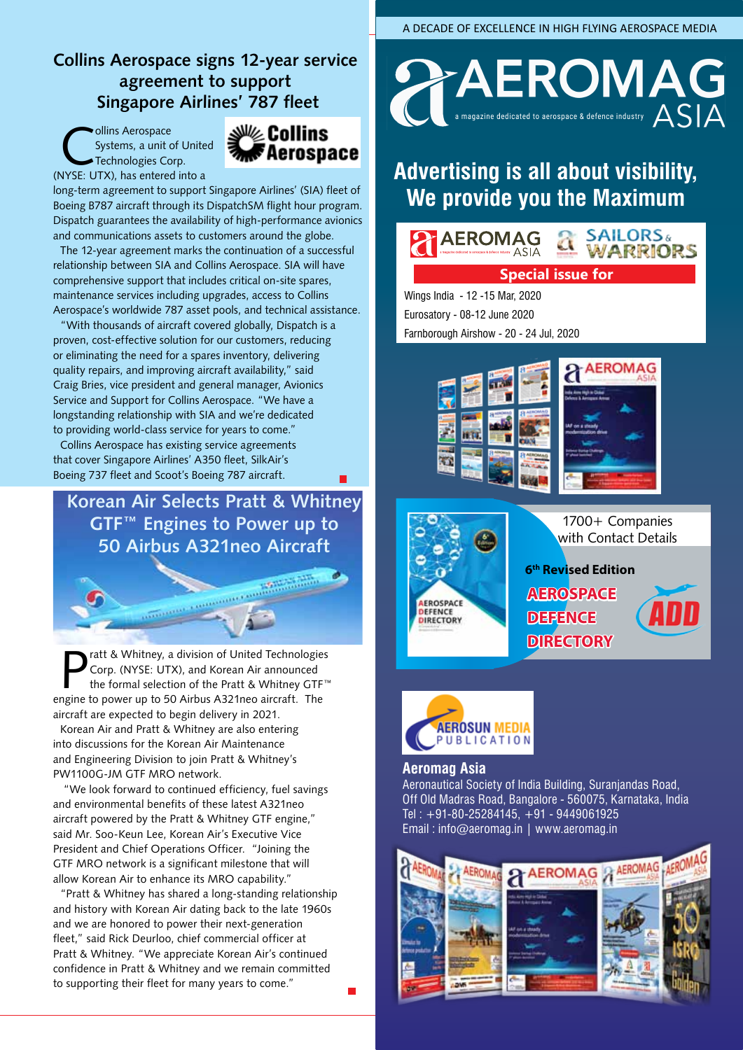## Collins Aerospace signs 12-year service agreement to support Singapore Airlines' 787 fleet

Collins Aerospace Systems, a unit of United Technologies Corp. (NYSE: UTX), has entered into a long-term agreement to support Singapore Airlines' (SIA) fleet of Boeing B787 aircraft through its DispatchSM flight hour program. Dispatch guarantees the availability of high-performance avionics and communications assets to customers around the globe.

The 12-year agreement marks the continuation of a successful relationship between SIA and Collins Aerospace. SIA will have comprehensive support that includes critical on-site spares, maintenance services including upgrades, access to Collins Aerospace's worldwide 787 asset pools, and technical assistance.

"With thousands of aircraft covered globally, Dispatch is a proven, cost-effective solution for our customers, reducing or eliminating the need for a spares inventory, delivering quality repairs, and improving aircraft availability," said Craig Bries, vice president and general manager, Avionics Service and Support for Collins Aerospace. "We have a longstanding relationship with SIA and we're dedicated to providing world-class service for years to come."

Collins Aerospace has existing service agreements that cover Singapore Airlines' A350 fleet, SilkAir's Boeing 737 fleet and Scoot's Boeing 787 aircraft.

## Korean Air Selects Pratt & Whitney GTF™ Engines to Power up to 50 Airbus A321neo Aircraft

Pratt & Whitney, a division of United Technologies Corp. (NYSE: UTX), and Korean Air announced the formal selection of the Pratt & Whitney GTF™ engine to power up to 50 Airbus A321neo aircraft. The aircraft are expected to begin delivery in 2021.

Korean Air and Pratt & Whitney are also entering into discussions for the Korean Air Maintenance and Engineering Division to join Pratt & Whitney's PW1100G-JM GTF MRO network.

"We look forward to continued efficiency, fuel savings and environmental benefits of these latest A321neo aircraft powered by the Pratt & Whitney GTF engine," said Mr. Soo-Keun Lee, Korean Air's Executive Vice President and Chief Operations Officer. "Joining the GTF MRO network is a significant milestone that will allow Korean Air to enhance its MRO capability."

"Pratt & Whitney has shared a long-standing relationship and history with Korean Air dating back to the late 1960s and we are honored to power their next-generation fleet," said Rick Deurloo, chief commercial officer at Pratt & Whitney. "We appreciate Korean Air's continued confidence in Pratt & Whitney and we remain committed to supporting their fleet for many years to come."

A DECADE OF EXCELLENCE IN HIGH FLYING AEROSPACE MEDIA

# AEROMAG ASIA

a magazine dedicated to aerospace & defence industry

## Advertising is all about visibility, We provide you the Maximum

AEROMAG | SAILORS & WARRIORS

**Special issue for**

Wings India - 12 -15 Mar, 2020
Eurosatory - 08-12 June 2020
Farnborough Airshow - 20 - 24 Jul, 2020

1700+ Companies with Contact Details

**6th Revised Edition**

**AEROSPACE DEFENCE DIRECTORY** (ADD)

AEROSUN MEDIA PUBLICATION

**Aeromag Asia**
Aeronautical Society of India Building, Suranjandas Road, Off Old Madras Road, Bangalore - 560075, Karnataka, India
Tel : +91-80-25284145, +91 - 9449061925
Email : info@aeromag.in | www.aeromag.in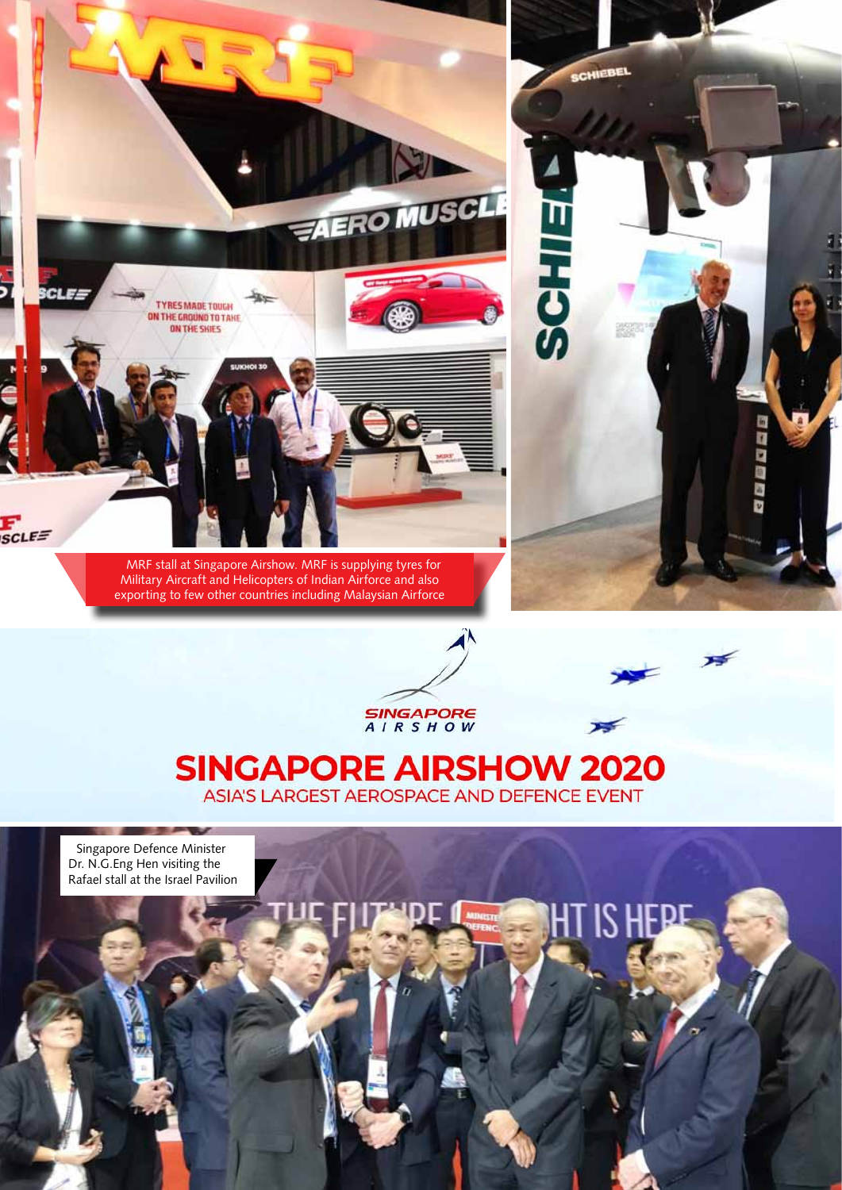MRF stall at Singapore Airshow. MRF is supplying tyres for Military Aircraft and Helicopters of Indian Airforce and also exporting to few other countries including Malaysian Airforce

# SINGAPORE AIRSHOW 2020

ASIA'S LARGEST AEROSPACE AND DEFENCE EVENT

Singapore Defence Minister Dr. N.G.Eng Hen visiting the Rafael stall at the Israel Pavilion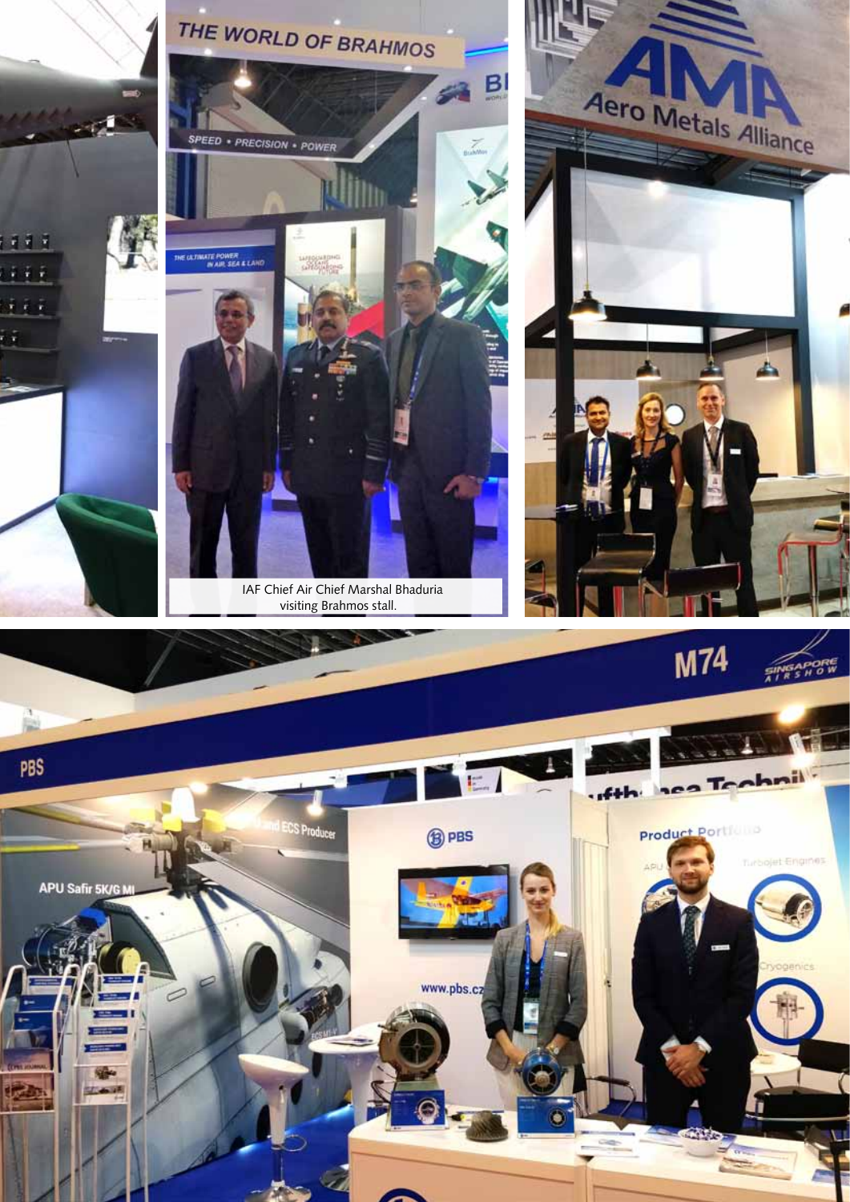IAF Chief Air Chief Marshal Bhaduria visiting Brahmos stall.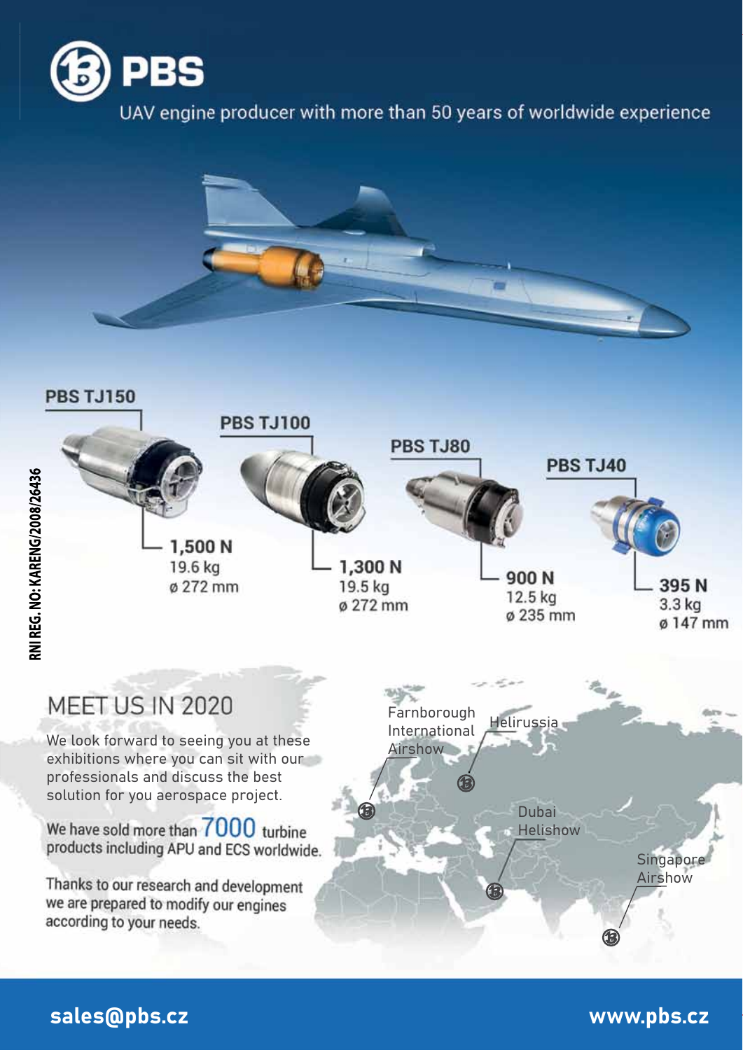# PBS

UAV engine producer with more than 50 years of worldwide experience

**PBS TJ150**

**1,500 N**
19.6 kg
ø 272 mm

**PBS TJ100**

**1,300 N**
19.5 kg
ø 272 mm

**PBS TJ80**

**900 N**
12.5 kg
ø 235 mm

**PBS TJ40**

**395 N**
3.3 kg
ø 147 mm

**RNI REG. NO: KARENG/2008/26436**

## MEET US IN 2020

We look forward to seeing you at these exhibitions where you can sit with our professionals and discuss the best solution for you aerospace project.

We have sold more than 7000 turbine products including APU and ECS worldwide.

Thanks to our research and development we are prepared to modify our engines according to your needs.

Farnborough International Airshow

Helirussia

Dubai Helishow

Singapore Airshow

**sales@pbs.cz** **www.pbs.cz**